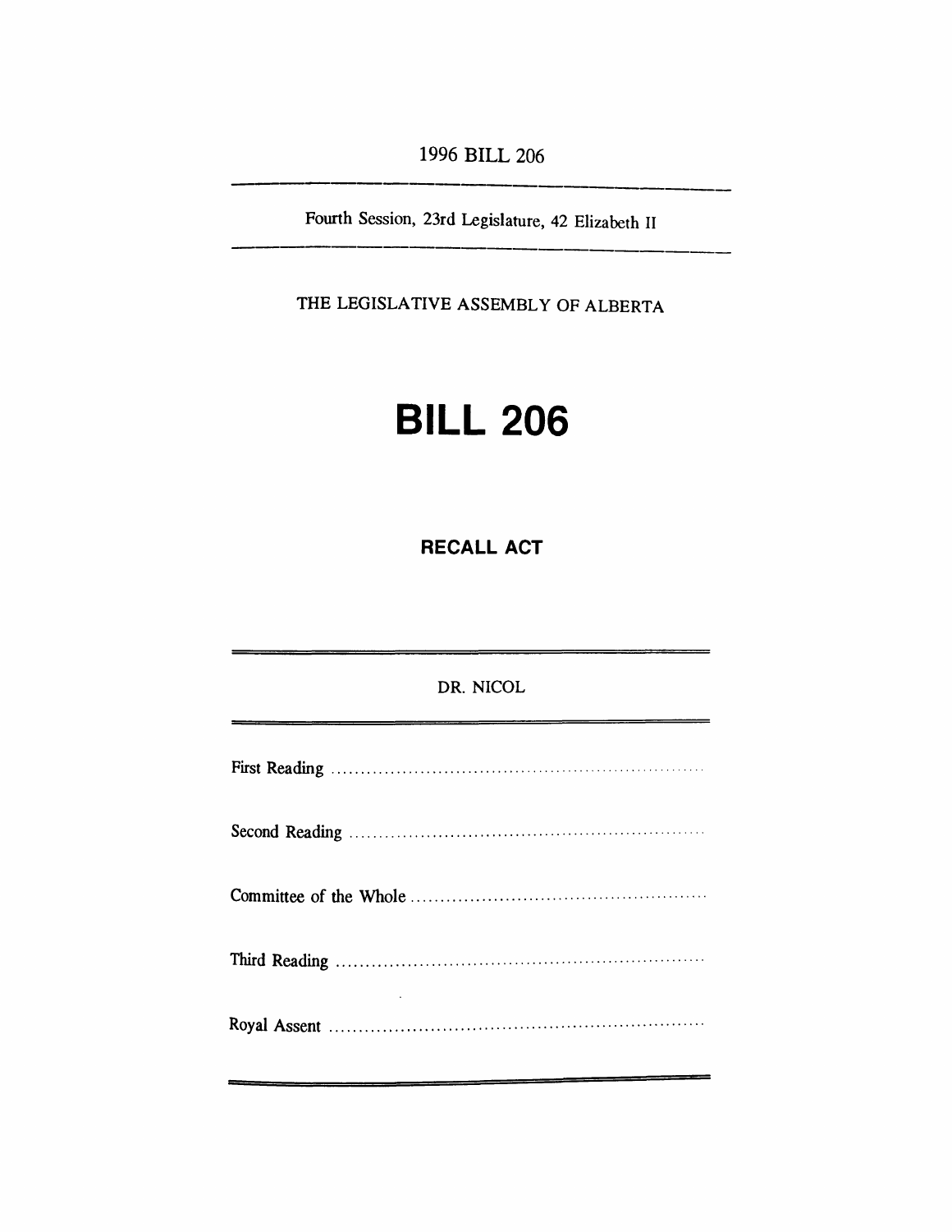1996 BILL 206

Fourth Session, 23rd Legislature, 42 Elizabeth II

THE LEGISLATIVE ASSEMBLY OF ALBERTA

# BILL 206

## RECALL ACT

DR. NICOL

First Reading ..............................................................

Second Reading ..............................................................

Committee of the Whole ..............................................................

Third Reading ..............................................................

Royal Assent ..............................................................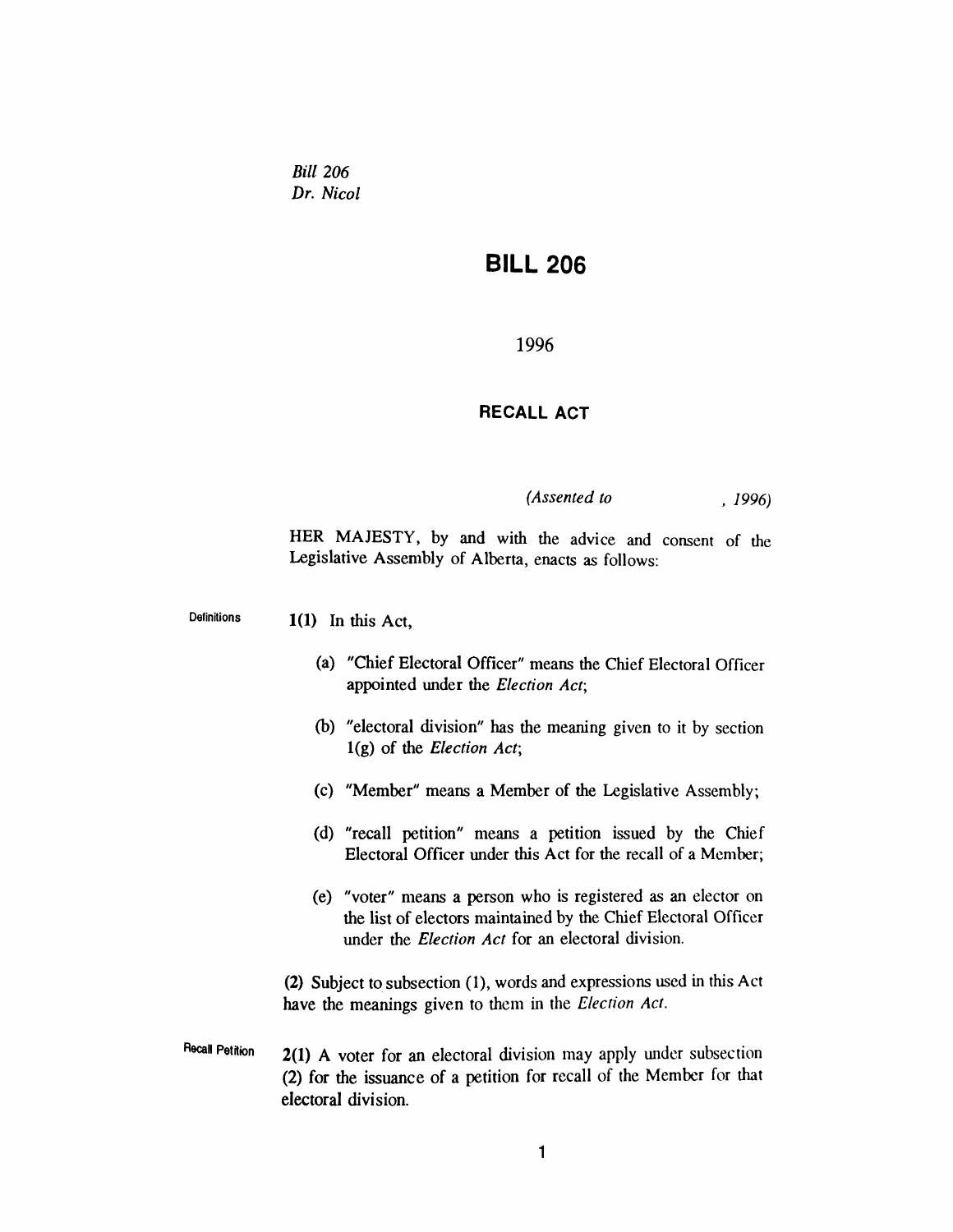*Bill 206*
*Dr. Nicol*

# BILL 206

1996

## RECALL ACT

*(Assented to , 1996)*

HER MAJESTY, by and with the advice and consent of the Legislative Assembly of Alberta, enacts as follows:

Definitions

**1(1)** In this Act,

(a) "Chief Electoral Officer" means the Chief Electoral Officer appointed under the *Election Act*;

(b) "electoral division" has the meaning given to it by section 1(g) of the *Election Act*;

(c) "Member" means a Member of the Legislative Assembly;

(d) "recall petition" means a petition issued by the Chief Electoral Officer under this Act for the recall of a Member;

(e) "voter" means a person who is registered as an elector on the list of electors maintained by the Chief Electoral Officer under the *Election Act* for an electoral division.

**(2)** Subject to subsection (1), words and expressions used in this Act have the meanings given to them in the *Election Act*.

Recall Petition

**2(1)** A voter for an electoral division may apply under subsection (2) for the issuance of a petition for recall of the Member for that electoral division.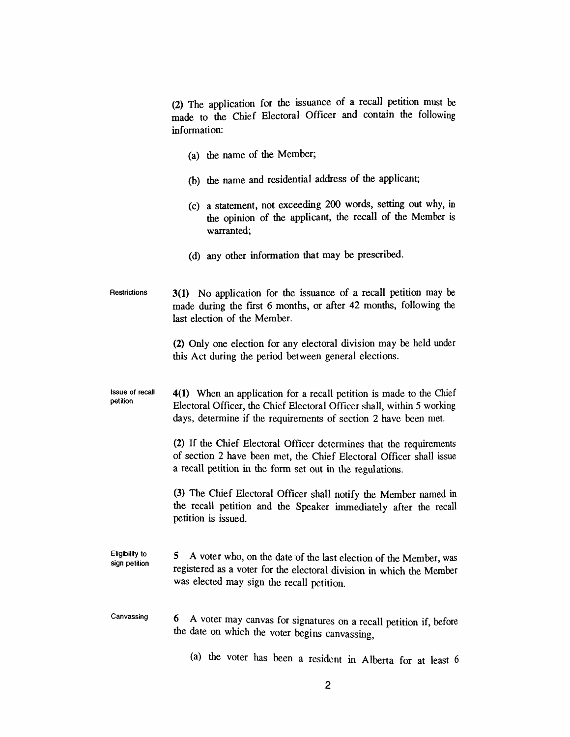(2) The application for the issuance of a recall petition must be made to the Chief Electoral Officer and contain the following information:

(a) the name of the Member;

(b) the name and residential address of the applicant;

(c) a statement, not exceeding 200 words, setting out why, in the opinion of the applicant, the recall of the Member is warranted;

(d) any other information that may be prescribed.

Restrictions

**3(1)** No application for the issuance of a recall petition may be made during the first 6 months, or after 42 months, following the last election of the Member.

**(2)** Only one election for any electoral division may be held under this Act during the period between general elections.

Issue of recall petition

**4(1)** When an application for a recall petition is made to the Chief Electoral Officer, the Chief Electoral Officer shall, within 5 working days, determine if the requirements of section 2 have been met.

**(2)** If the Chief Electoral Officer determines that the requirements of section 2 have been met, the Chief Electoral Officer shall issue a recall petition in the form set out in the regulations.

**(3)** The Chief Electoral Officer shall notify the Member named in the recall petition and the Speaker immediately after the recall petition is issued.

Eligibility to sign petition

**5** A voter who, on the date of the last election of the Member, was registered as a voter for the electoral division in which the Member was elected may sign the recall petition.

Canvassing

**6** A voter may canvas for signatures on a recall petition if, before the date on which the voter begins canvassing,

(a) the voter has been a resident in Alberta for at least 6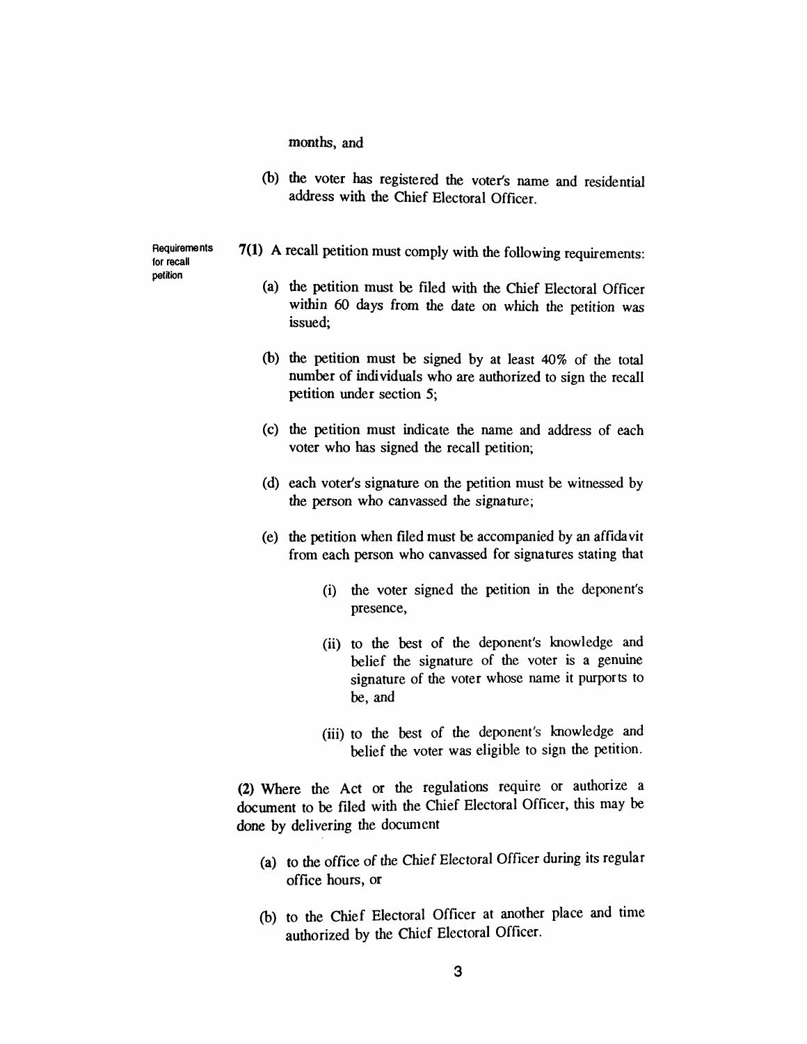months, and

(b) the voter has registered the voter's name and residential address with the Chief Electoral Officer.

**Requirements for recall petition**

**7(1)** A recall petition must comply with the following requirements:

(a) the petition must be filed with the Chief Electoral Officer within 60 days from the date on which the petition was issued;

(b) the petition must be signed by at least 40% of the total number of individuals who are authorized to sign the recall petition under section 5;

(c) the petition must indicate the name and address of each voter who has signed the recall petition;

(d) each voter's signature on the petition must be witnessed by the person who canvassed the signature;

(e) the petition when filed must be accompanied by an affidavit from each person who canvassed for signatures stating that

(i) the voter signed the petition in the deponent's presence,

(ii) to the best of the deponent's knowledge and belief the signature of the voter is a genuine signature of the voter whose name it purports to be, and

(iii) to the best of the deponent's knowledge and belief the voter was eligible to sign the petition.

**(2)** Where the Act or the regulations require or authorize a document to be filed with the Chief Electoral Officer, this may be done by delivering the document

(a) to the office of the Chief Electoral Officer during its regular office hours, or

(b) to the Chief Electoral Officer at another place and time authorized by the Chief Electoral Officer.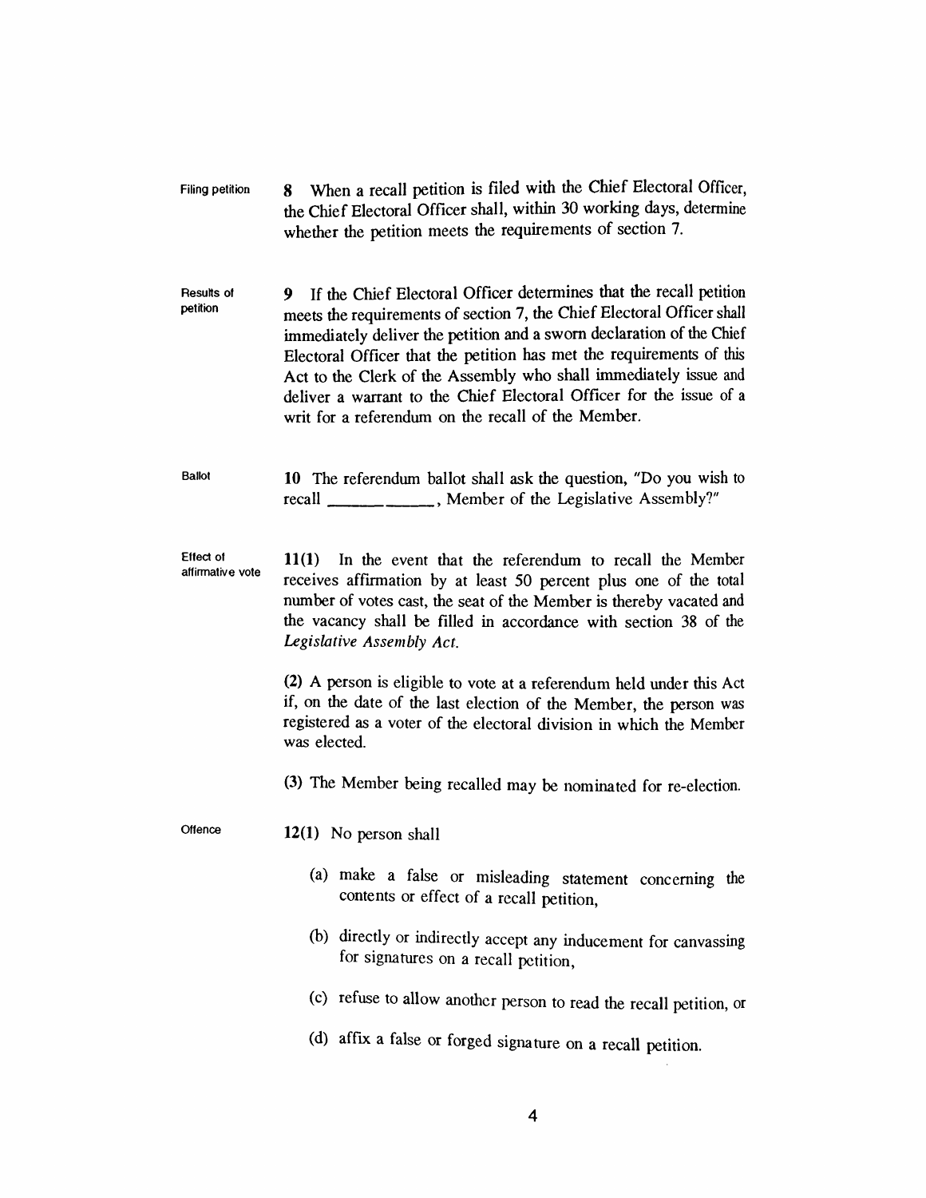Filing petition

**8** When a recall petition is filed with the Chief Electoral Officer, the Chief Electoral Officer shall, within 30 working days, determine whether the petition meets the requirements of section 7.

Results of petition

**9** If the Chief Electoral Officer determines that the recall petition meets the requirements of section 7, the Chief Electoral Officer shall immediately deliver the petition and a sworn declaration of the Chief Electoral Officer that the petition has met the requirements of this Act to the Clerk of the Assembly who shall immediately issue and deliver a warrant to the Chief Electoral Officer for the issue of a writ for a referendum on the recall of the Member.

Ballot

**10** The referendum ballot shall ask the question, "Do you wish to recall ___________, Member of the Legislative Assembly?"

Effect of affirmative vote

**11(1)** In the event that the referendum to recall the Member receives affirmation by at least 50 percent plus one of the total number of votes cast, the seat of the Member is thereby vacated and the vacancy shall be filled in accordance with section 38 of the *Legislative Assembly Act.*

**(2)** A person is eligible to vote at a referendum held under this Act if, on the date of the last election of the Member, the person was registered as a voter of the electoral division in which the Member was elected.

**(3)** The Member being recalled may be nominated for re-election.

Offence

**12(1)** No person shall

(a) make a false or misleading statement concerning the contents or effect of a recall petition,

(b) directly or indirectly accept any inducement for canvassing for signatures on a recall petition,

(c) refuse to allow another person to read the recall petition, or

(d) affix a false or forged signature on a recall petition.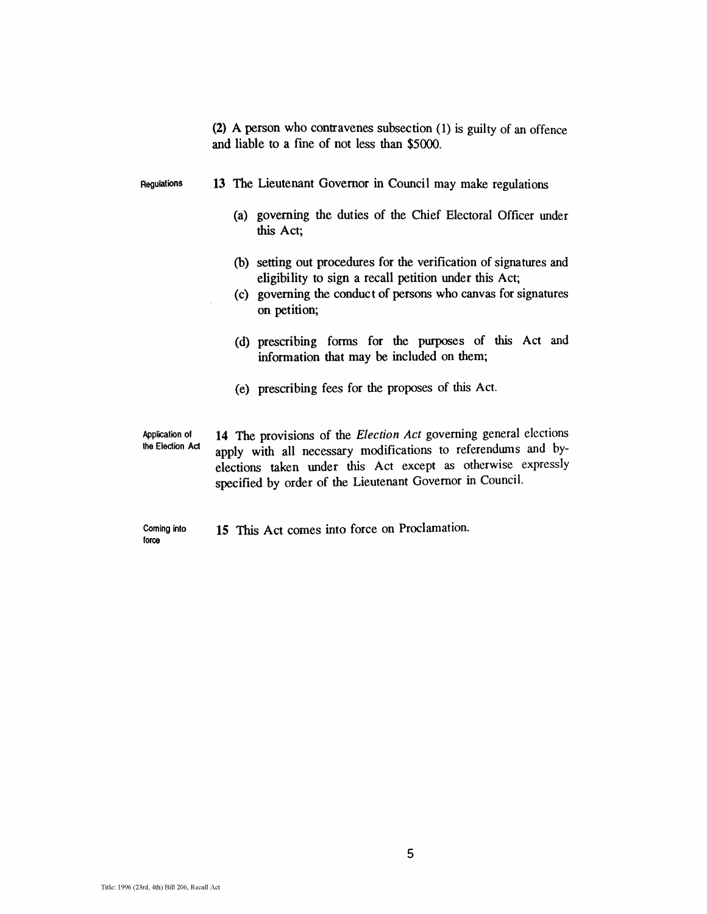**(2)** A person who contravenes subsection (1) is guilty of an offence and liable to a fine of not less than $5000.

Regulations

**13** The Lieutenant Governor in Council may make regulations

(a) governing the duties of the Chief Electoral Officer under this Act;

(b) setting out procedures for the verification of signatures and eligibility to sign a recall petition under this Act;

(c) governing the conduct of persons who canvas for signatures on petition;

(d) prescribing forms for the purposes of this Act and information that may be included on them;

(e) prescribing fees for the proposes of this Act.

Application of the Election Act

**14** The provisions of the *Election Act* governing general elections apply with all necessary modifications to referendums and by-elections taken under this Act except as otherwise expressly specified by order of the Lieutenant Governor in Council.

Coming into force

**15** This Act comes into force on Proclamation.

Title: 1996 (23rd, 4th) Bill 206, Recall Act